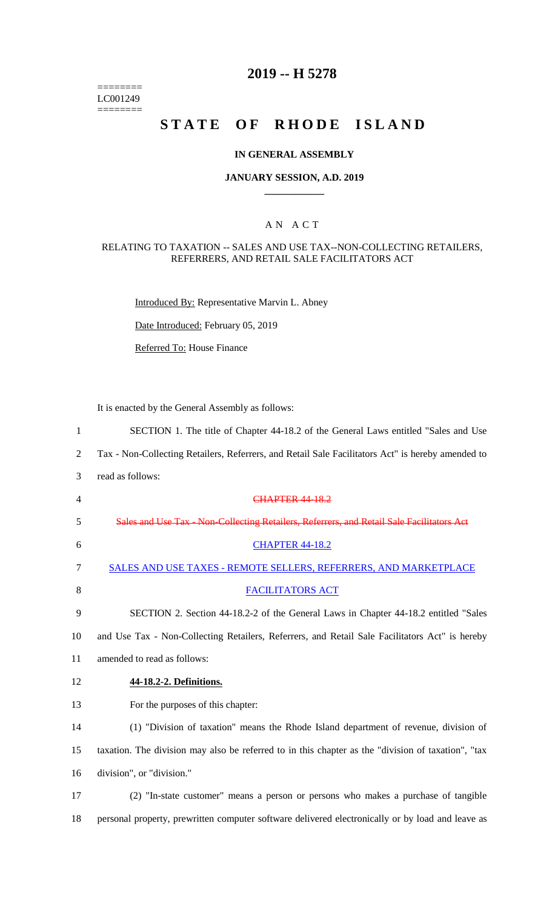# 2019 -- H 5278

========
LC001249
========

# STATE OF RHODE ISLAND

## IN GENERAL ASSEMBLY

### JANUARY SESSION, A.D. 2019

---

## A N A C T

RELATING TO TAXATION -- SALES AND USE TAX--NON-COLLECTING RETAILERS, REFERRERS, AND RETAIL SALE FACILITATORS ACT

Introduced By: Representative Marvin L. Abney

Date Introduced: February 05, 2019

Referred To: House Finance

It is enacted by the General Assembly as follows:

1 SECTION 1. The title of Chapter 44-18.2 of the General Laws entitled "Sales and Use
2 Tax - Non-Collecting Retailers, Referrers, and Retail Sale Facilitators Act" is hereby amended to
3 read as follows:

4 ~~CHAPTER 44-18.2~~

5 ~~Sales and Use Tax - Non-Collecting Retailers, Referrers, and Retail Sale Facilitators Act~~

6 CHAPTER 44-18.2

7 SALES AND USE TAXES - REMOTE SELLERS, REFERRERS, AND MARKETPLACE

8 FACILITATORS ACT

9 SECTION 2. Section 44-18.2-2 of the General Laws in Chapter 44-18.2 entitled "Sales
10 and Use Tax - Non-Collecting Retailers, Referrers, and Retail Sale Facilitators Act" is hereby
11 amended to read as follows:

12 **44-18.2-2. Definitions.**

13 For the purposes of this chapter:

14 (1) "Division of taxation" means the Rhode Island department of revenue, division of
15 taxation. The division may also be referred to in this chapter as the "division of taxation", "tax
16 division", or "division."

17 (2) "In-state customer" means a person or persons who makes a purchase of tangible
18 personal property, prewritten computer software delivered electronically or by load and leave as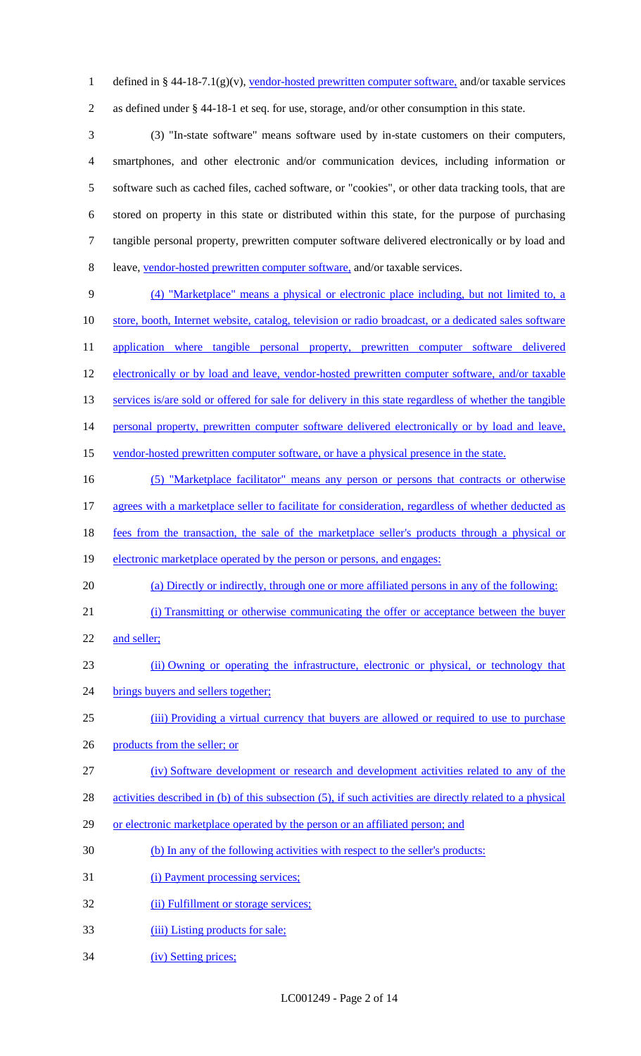defined in § 44-18-7.1(g)(v), vendor-hosted prewritten computer software, and/or taxable services as defined under § 44-18-1 et seq. for use, storage, and/or other consumption in this state.

(3) "In-state software" means software used by in-state customers on their computers, smartphones, and other electronic and/or communication devices, including information or software such as cached files, cached software, or "cookies", or other data tracking tools, that are stored on property in this state or distributed within this state, for the purpose of purchasing tangible personal property, prewritten computer software delivered electronically or by load and leave, vendor-hosted prewritten computer software, and/or taxable services.

(4) "Marketplace" means a physical or electronic place including, but not limited to, a store, booth, Internet website, catalog, television or radio broadcast, or a dedicated sales software application where tangible personal property, prewritten computer software delivered electronically or by load and leave, vendor-hosted prewritten computer software, and/or taxable services is/are sold or offered for sale for delivery in this state regardless of whether the tangible personal property, prewritten computer software delivered electronically or by load and leave, vendor-hosted prewritten computer software, or have a physical presence in the state.

(5) "Marketplace facilitator" means any person or persons that contracts or otherwise agrees with a marketplace seller to facilitate for consideration, regardless of whether deducted as fees from the transaction, the sale of the marketplace seller's products through a physical or electronic marketplace operated by the person or persons, and engages:

(a) Directly or indirectly, through one or more affiliated persons in any of the following:

(i) Transmitting or otherwise communicating the offer or acceptance between the buyer and seller;

(ii) Owning or operating the infrastructure, electronic or physical, or technology that brings buyers and sellers together;

(iii) Providing a virtual currency that buyers are allowed or required to use to purchase products from the seller; or

(iv) Software development or research and development activities related to any of the activities described in (b) of this subsection (5), if such activities are directly related to a physical or electronic marketplace operated by the person or an affiliated person; and

(b) In any of the following activities with respect to the seller's products:

(i) Payment processing services;

(ii) Fulfillment or storage services;

(iii) Listing products for sale;

(iv) Setting prices;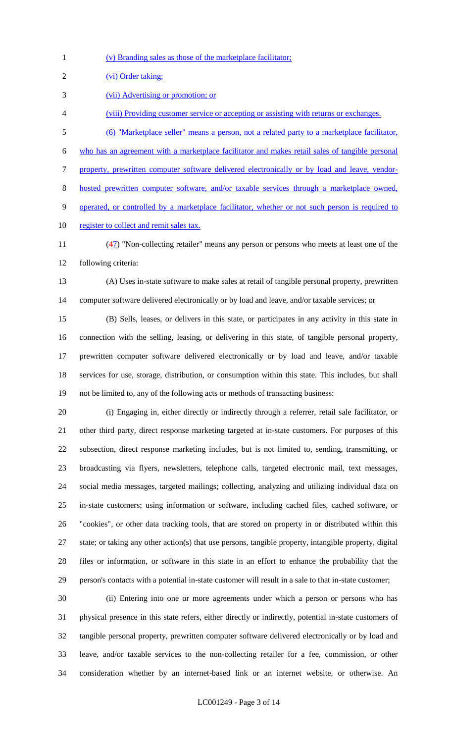(v) Branding sales as those of the marketplace facilitator;

(vi) Order taking;

(vii) Advertising or promotion; or

(viii) Providing customer service or accepting or assisting with returns or exchanges.

(6) "Marketplace seller" means a person, not a related party to a marketplace facilitator, who has an agreement with a marketplace facilitator and makes retail sales of tangible personal property, prewritten computer software delivered electronically or by load and leave, vendor-hosted prewritten computer software, and/or taxable services through a marketplace owned, operated, or controlled by a marketplace facilitator, whether or not such person is required to register to collect and remit sales tax.

(47) "Non-collecting retailer" means any person or persons who meets at least one of the following criteria:

(A) Uses in-state software to make sales at retail of tangible personal property, prewritten computer software delivered electronically or by load and leave, and/or taxable services; or

(B) Sells, leases, or delivers in this state, or participates in any activity in this state in connection with the selling, leasing, or delivering in this state, of tangible personal property, prewritten computer software delivered electronically or by load and leave, and/or taxable services for use, storage, distribution, or consumption within this state. This includes, but shall not be limited to, any of the following acts or methods of transacting business:

(i) Engaging in, either directly or indirectly through a referrer, retail sale facilitator, or other third party, direct response marketing targeted at in-state customers. For purposes of this subsection, direct response marketing includes, but is not limited to, sending, transmitting, or broadcasting via flyers, newsletters, telephone calls, targeted electronic mail, text messages, social media messages, targeted mailings; collecting, analyzing and utilizing individual data on in-state customers; using information or software, including cached files, cached software, or "cookies", or other data tracking tools, that are stored on property in or distributed within this state; or taking any other action(s) that use persons, tangible property, intangible property, digital files or information, or software in this state in an effort to enhance the probability that the person's contacts with a potential in-state customer will result in a sale to that in-state customer;

(ii) Entering into one or more agreements under which a person or persons who has physical presence in this state refers, either directly or indirectly, potential in-state customers of tangible personal property, prewritten computer software delivered electronically or by load and leave, and/or taxable services to the non-collecting retailer for a fee, commission, or other consideration whether by an internet-based link or an internet website, or otherwise. An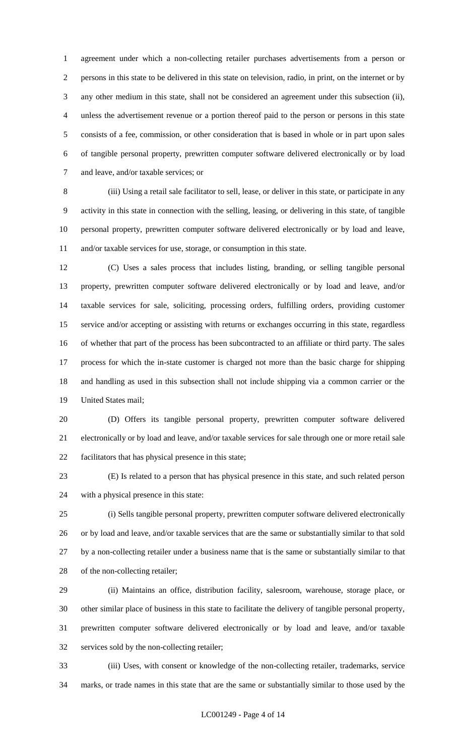agreement under which a non-collecting retailer purchases advertisements from a person or persons in this state to be delivered in this state on television, radio, in print, on the internet or by any other medium in this state, shall not be considered an agreement under this subsection (ii), unless the advertisement revenue or a portion thereof paid to the person or persons in this state consists of a fee, commission, or other consideration that is based in whole or in part upon sales of tangible personal property, prewritten computer software delivered electronically or by load and leave, and/or taxable services; or

(iii) Using a retail sale facilitator to sell, lease, or deliver in this state, or participate in any activity in this state in connection with the selling, leasing, or delivering in this state, of tangible personal property, prewritten computer software delivered electronically or by load and leave, and/or taxable services for use, storage, or consumption in this state.

(C) Uses a sales process that includes listing, branding, or selling tangible personal property, prewritten computer software delivered electronically or by load and leave, and/or taxable services for sale, soliciting, processing orders, fulfilling orders, providing customer service and/or accepting or assisting with returns or exchanges occurring in this state, regardless of whether that part of the process has been subcontracted to an affiliate or third party. The sales process for which the in-state customer is charged not more than the basic charge for shipping and handling as used in this subsection shall not include shipping via a common carrier or the United States mail;

(D) Offers its tangible personal property, prewritten computer software delivered electronically or by load and leave, and/or taxable services for sale through one or more retail sale facilitators that has physical presence in this state;

(E) Is related to a person that has physical presence in this state, and such related person with a physical presence in this state:

(i) Sells tangible personal property, prewritten computer software delivered electronically or by load and leave, and/or taxable services that are the same or substantially similar to that sold by a non-collecting retailer under a business name that is the same or substantially similar to that of the non-collecting retailer;

(ii) Maintains an office, distribution facility, salesroom, warehouse, storage place, or other similar place of business in this state to facilitate the delivery of tangible personal property, prewritten computer software delivered electronically or by load and leave, and/or taxable services sold by the non-collecting retailer;

(iii) Uses, with consent or knowledge of the non-collecting retailer, trademarks, service marks, or trade names in this state that are the same or substantially similar to those used by the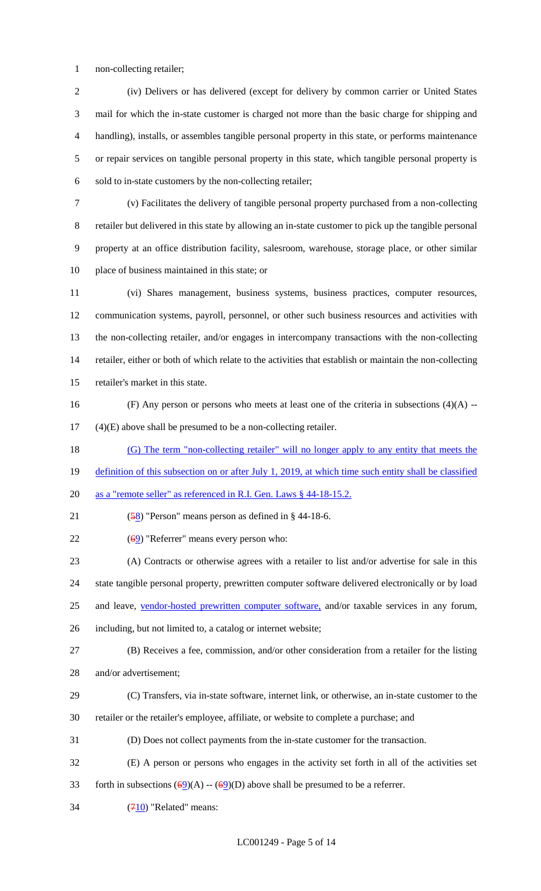non-collecting retailer;

(iv) Delivers or has delivered (except for delivery by common carrier or United States mail for which the in-state customer is charged not more than the basic charge for shipping and handling), installs, or assembles tangible personal property in this state, or performs maintenance or repair services on tangible personal property in this state, which tangible personal property is sold to in-state customers by the non-collecting retailer;

(v) Facilitates the delivery of tangible personal property purchased from a non-collecting retailer but delivered in this state by allowing an in-state customer to pick up the tangible personal property at an office distribution facility, salesroom, warehouse, storage place, or other similar place of business maintained in this state; or

(vi) Shares management, business systems, business practices, computer resources, communication systems, payroll, personnel, or other such business resources and activities with the non-collecting retailer, and/or engages in intercompany transactions with the non-collecting retailer, either or both of which relate to the activities that establish or maintain the non-collecting retailer's market in this state.

(F) Any person or persons who meets at least one of the criteria in subsections (4)(A) -- (4)(E) above shall be presumed to be a non-collecting retailer.

(G) The term "non-collecting retailer" will no longer apply to any entity that meets the definition of this subsection on or after July 1, 2019, at which time such entity shall be classified as a "remote seller" as referenced in R.I. Gen. Laws § 44-18-15.2.

(~~5~~8) "Person" means person as defined in § 44-18-6.

(~~6~~9) "Referrer" means every person who:

(A) Contracts or otherwise agrees with a retailer to list and/or advertise for sale in this state tangible personal property, prewritten computer software delivered electronically or by load and leave, vendor-hosted prewritten computer software, and/or taxable services in any forum, including, but not limited to, a catalog or internet website;

(B) Receives a fee, commission, and/or other consideration from a retailer for the listing and/or advertisement;

(C) Transfers, via in-state software, internet link, or otherwise, an in-state customer to the retailer or the retailer's employee, affiliate, or website to complete a purchase; and

(D) Does not collect payments from the in-state customer for the transaction.

(E) A person or persons who engages in the activity set forth in all of the activities set forth in subsections (~~6~~9)(A) -- (~~6~~9)(D) above shall be presumed to be a referrer.

(~~7~~10) "Related" means: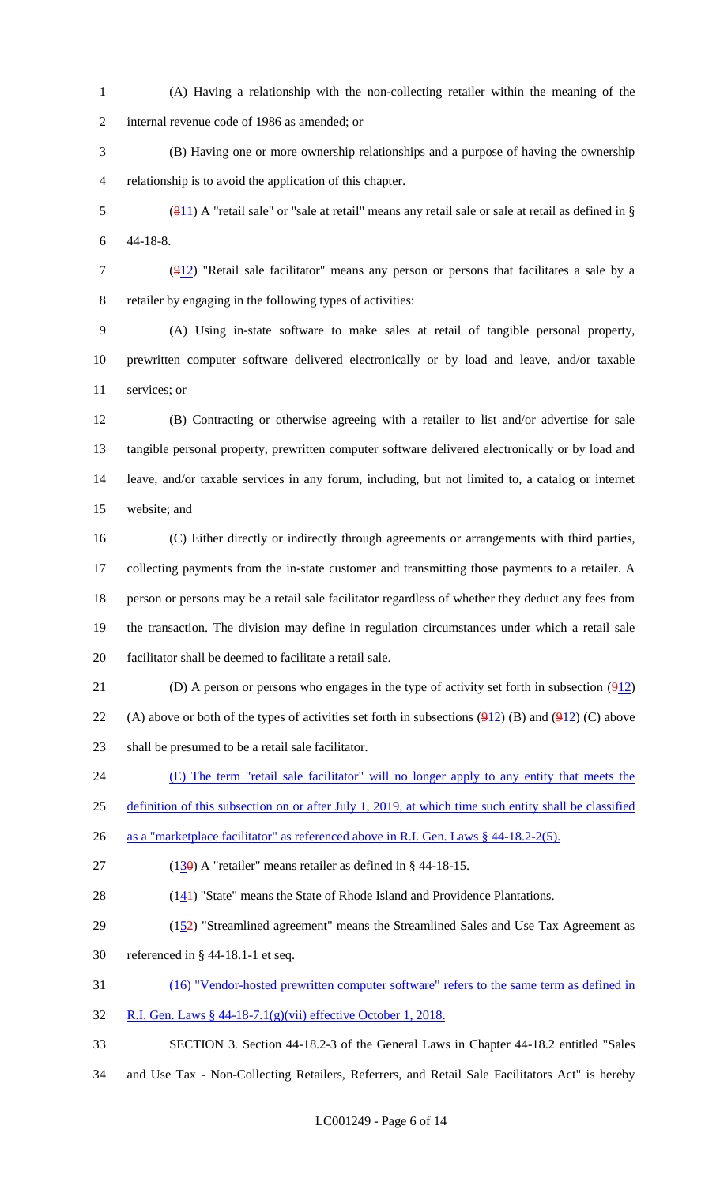(A) Having a relationship with the non-collecting retailer within the meaning of the internal revenue code of 1986 as amended; or

(B) Having one or more ownership relationships and a purpose of having the ownership relationship is to avoid the application of this chapter.

(811) A "retail sale" or "sale at retail" means any retail sale or sale at retail as defined in § 44-18-8.

(912) "Retail sale facilitator" means any person or persons that facilitates a sale by a retailer by engaging in the following types of activities:

(A) Using in-state software to make sales at retail of tangible personal property, prewritten computer software delivered electronically or by load and leave, and/or taxable services; or

(B) Contracting or otherwise agreeing with a retailer to list and/or advertise for sale tangible personal property, prewritten computer software delivered electronically or by load and leave, and/or taxable services in any forum, including, but not limited to, a catalog or internet website; and

(C) Either directly or indirectly through agreements or arrangements with third parties, collecting payments from the in-state customer and transmitting those payments to a retailer. A person or persons may be a retail sale facilitator regardless of whether they deduct any fees from the transaction. The division may define in regulation circumstances under which a retail sale facilitator shall be deemed to facilitate a retail sale.

(D) A person or persons who engages in the type of activity set forth in subsection (912) (A) above or both of the types of activities set forth in subsections (912) (B) and (912) (C) above shall be presumed to be a retail sale facilitator.

(E) The term "retail sale facilitator" will no longer apply to any entity that meets the definition of this subsection on or after July 1, 2019, at which time such entity shall be classified as a "marketplace facilitator" as referenced above in R.I. Gen. Laws § 44-18.2-2(5).

(130) A "retailer" means retailer as defined in § 44-18-15.

(141) "State" means the State of Rhode Island and Providence Plantations.

(152) "Streamlined agreement" means the Streamlined Sales and Use Tax Agreement as referenced in § 44-18.1-1 et seq.

(16) "Vendor-hosted prewritten computer software" refers to the same term as defined in R.I. Gen. Laws § 44-18-7.1(g)(vii) effective October 1, 2018.

SECTION 3. Section 44-18.2-3 of the General Laws in Chapter 44-18.2 entitled "Sales and Use Tax - Non-Collecting Retailers, Referrers, and Retail Sale Facilitators Act" is hereby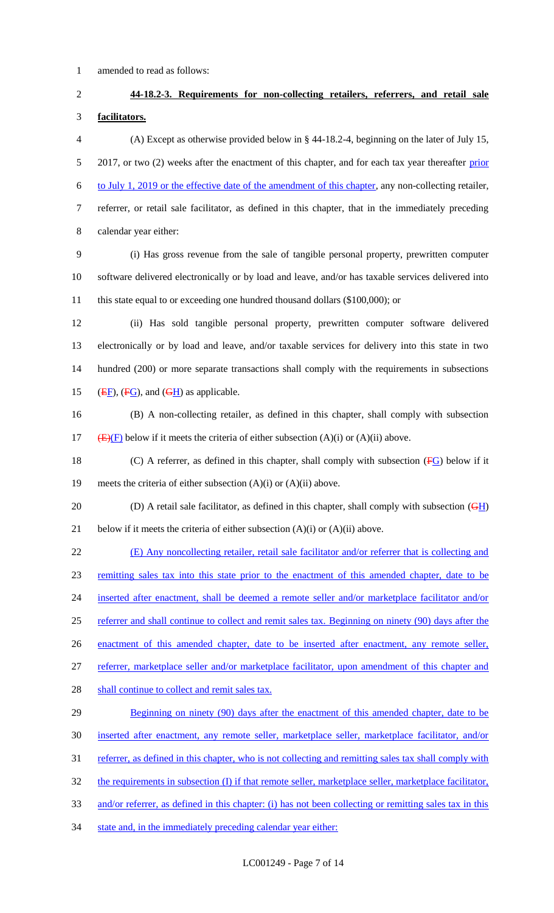amended to read as follows:

**44-18.2-3. Requirements for non-collecting retailers, referrers, and retail sale facilitators.**

(A) Except as otherwise provided below in § 44-18.2-4, beginning on the later of July 15, 2017, or two (2) weeks after the enactment of this chapter, and for each tax year thereafter prior to July 1, 2019 or the effective date of the amendment of this chapter, any non-collecting retailer, referrer, or retail sale facilitator, as defined in this chapter, that in the immediately preceding calendar year either:

(i) Has gross revenue from the sale of tangible personal property, prewritten computer software delivered electronically or by load and leave, and/or has taxable services delivered into this state equal to or exceeding one hundred thousand dollars ($100,000); or

(ii) Has sold tangible personal property, prewritten computer software delivered electronically or by load and leave, and/or taxable services for delivery into this state in two hundred (200) or more separate transactions shall comply with the requirements in subsections (EF), (FG), and (GH) as applicable.

(B) A non-collecting retailer, as defined in this chapter, shall comply with subsection (E)(F) below if it meets the criteria of either subsection (A)(i) or (A)(ii) above.

(C) A referrer, as defined in this chapter, shall comply with subsection (FG) below if it meets the criteria of either subsection (A)(i) or (A)(ii) above.

(D) A retail sale facilitator, as defined in this chapter, shall comply with subsection (GH) below if it meets the criteria of either subsection (A)(i) or (A)(ii) above.

(E) Any noncollecting retailer, retail sale facilitator and/or referrer that is collecting and remitting sales tax into this state prior to the enactment of this amended chapter, date to be inserted after enactment, shall be deemed a remote seller and/or marketplace facilitator and/or referrer and shall continue to collect and remit sales tax. Beginning on ninety (90) days after the enactment of this amended chapter, date to be inserted after enactment, any remote seller, referrer, marketplace seller and/or marketplace facilitator, upon amendment of this chapter and shall continue to collect and remit sales tax.

Beginning on ninety (90) days after the enactment of this amended chapter, date to be inserted after enactment, any remote seller, marketplace seller, marketplace facilitator, and/or referrer, as defined in this chapter, who is not collecting and remitting sales tax shall comply with the requirements in subsection (I) if that remote seller, marketplace seller, marketplace facilitator, and/or referrer, as defined in this chapter: (i) has not been collecting or remitting sales tax in this state and, in the immediately preceding calendar year either: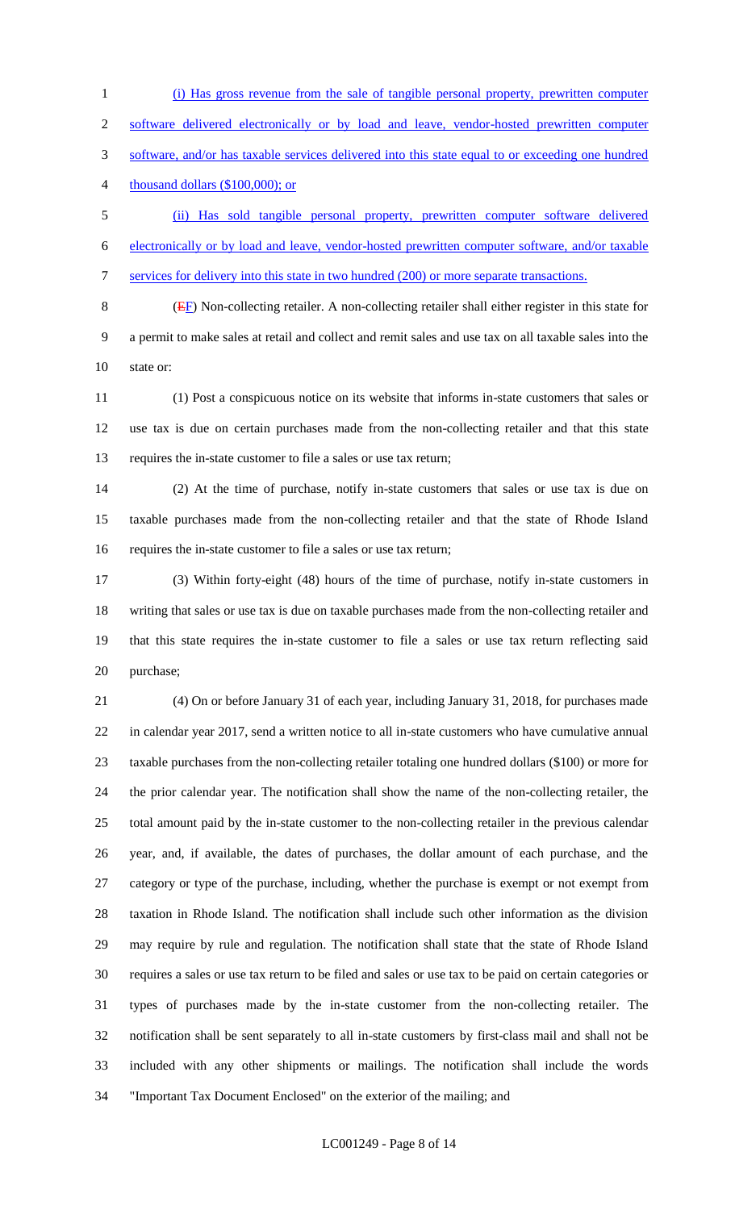(i) Has gross revenue from the sale of tangible personal property, prewritten computer software delivered electronically or by load and leave, vendor-hosted prewritten computer software, and/or has taxable services delivered into this state equal to or exceeding one hundred thousand dollars ($100,000); or

(ii) Has sold tangible personal property, prewritten computer software delivered electronically or by load and leave, vendor-hosted prewritten computer software, and/or taxable services for delivery into this state in two hundred (200) or more separate transactions.

(EF) Non-collecting retailer. A non-collecting retailer shall either register in this state for a permit to make sales at retail and collect and remit sales and use tax on all taxable sales into the state or:

(1) Post a conspicuous notice on its website that informs in-state customers that sales or use tax is due on certain purchases made from the non-collecting retailer and that this state requires the in-state customer to file a sales or use tax return;

(2) At the time of purchase, notify in-state customers that sales or use tax is due on taxable purchases made from the non-collecting retailer and that the state of Rhode Island requires the in-state customer to file a sales or use tax return;

(3) Within forty-eight (48) hours of the time of purchase, notify in-state customers in writing that sales or use tax is due on taxable purchases made from the non-collecting retailer and that this state requires the in-state customer to file a sales or use tax return reflecting said purchase;

(4) On or before January 31 of each year, including January 31, 2018, for purchases made in calendar year 2017, send a written notice to all in-state customers who have cumulative annual taxable purchases from the non-collecting retailer totaling one hundred dollars ($100) or more for the prior calendar year. The notification shall show the name of the non-collecting retailer, the total amount paid by the in-state customer to the non-collecting retailer in the previous calendar year, and, if available, the dates of purchases, the dollar amount of each purchase, and the category or type of the purchase, including, whether the purchase is exempt or not exempt from taxation in Rhode Island. The notification shall include such other information as the division may require by rule and regulation. The notification shall state that the state of Rhode Island requires a sales or use tax return to be filed and sales or use tax to be paid on certain categories or types of purchases made by the in-state customer from the non-collecting retailer. The notification shall be sent separately to all in-state customers by first-class mail and shall not be included with any other shipments or mailings. The notification shall include the words "Important Tax Document Enclosed" on the exterior of the mailing; and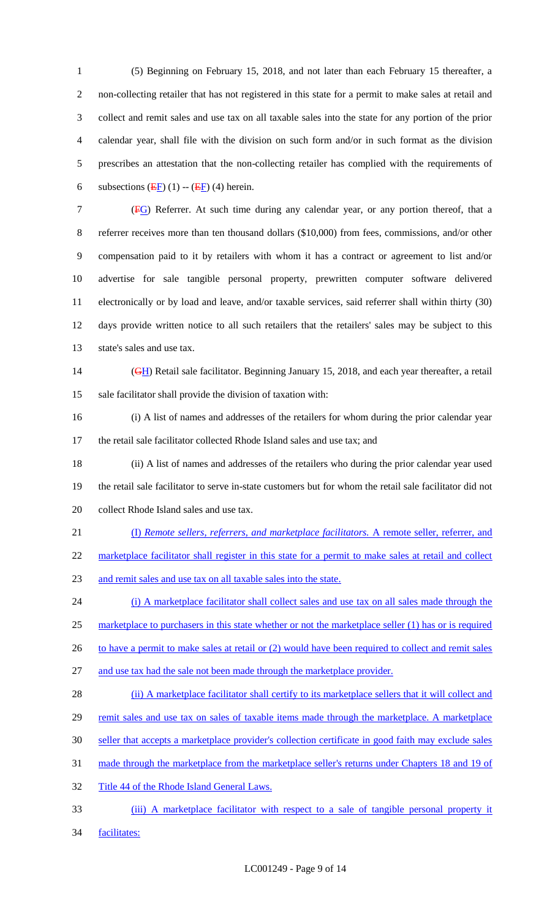(5) Beginning on February 15, 2018, and not later than each February 15 thereafter, a non-collecting retailer that has not registered in this state for a permit to make sales at retail and collect and remit sales and use tax on all taxable sales into the state for any portion of the prior calendar year, shall file with the division on such form and/or in such format as the division prescribes an attestation that the non-collecting retailer has complied with the requirements of subsections (~~E~~F) (1) -- (~~E~~F) (4) herein.

(~~F~~G) Referrer. At such time during any calendar year, or any portion thereof, that a referrer receives more than ten thousand dollars ($10,000) from fees, commissions, and/or other compensation paid to it by retailers with whom it has a contract or agreement to list and/or advertise for sale tangible personal property, prewritten computer software delivered electronically or by load and leave, and/or taxable services, said referrer shall within thirty (30) days provide written notice to all such retailers that the retailers' sales may be subject to this state's sales and use tax.

(~~G~~H) Retail sale facilitator. Beginning January 15, 2018, and each year thereafter, a retail sale facilitator shall provide the division of taxation with:

(i) A list of names and addresses of the retailers for whom during the prior calendar year the retail sale facilitator collected Rhode Island sales and use tax; and

(ii) A list of names and addresses of the retailers who during the prior calendar year used the retail sale facilitator to serve in-state customers but for whom the retail sale facilitator did not collect Rhode Island sales and use tax.

(I) *Remote sellers, referrers, and marketplace facilitators.* A remote seller, referrer, and marketplace facilitator shall register in this state for a permit to make sales at retail and collect and remit sales and use tax on all taxable sales into the state.

(i) A marketplace facilitator shall collect sales and use tax on all sales made through the marketplace to purchasers in this state whether or not the marketplace seller (1) has or is required to have a permit to make sales at retail or (2) would have been required to collect and remit sales and use tax had the sale not been made through the marketplace provider.

(ii) A marketplace facilitator shall certify to its marketplace sellers that it will collect and remit sales and use tax on sales of taxable items made through the marketplace. A marketplace seller that accepts a marketplace provider's collection certificate in good faith may exclude sales made through the marketplace from the marketplace seller's returns under Chapters 18 and 19 of Title 44 of the Rhode Island General Laws.

(iii) A marketplace facilitator with respect to a sale of tangible personal property it facilitates: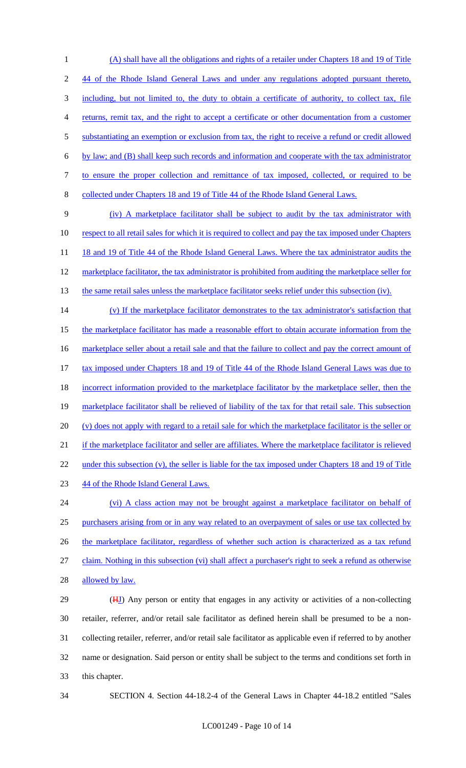(A) shall have all the obligations and rights of a retailer under Chapters 18 and 19 of Title 44 of the Rhode Island General Laws and under any regulations adopted pursuant thereto, including, but not limited to, the duty to obtain a certificate of authority, to collect tax, file returns, remit tax, and the right to accept a certificate or other documentation from a customer substantiating an exemption or exclusion from tax, the right to receive a refund or credit allowed by law; and (B) shall keep such records and information and cooperate with the tax administrator to ensure the proper collection and remittance of tax imposed, collected, or required to be collected under Chapters 18 and 19 of Title 44 of the Rhode Island General Laws.

(iv) A marketplace facilitator shall be subject to audit by the tax administrator with respect to all retail sales for which it is required to collect and pay the tax imposed under Chapters 18 and 19 of Title 44 of the Rhode Island General Laws. Where the tax administrator audits the marketplace facilitator, the tax administrator is prohibited from auditing the marketplace seller for the same retail sales unless the marketplace facilitator seeks relief under this subsection (iv).

(v) If the marketplace facilitator demonstrates to the tax administrator's satisfaction that the marketplace facilitator has made a reasonable effort to obtain accurate information from the marketplace seller about a retail sale and that the failure to collect and pay the correct amount of tax imposed under Chapters 18 and 19 of Title 44 of the Rhode Island General Laws was due to incorrect information provided to the marketplace facilitator by the marketplace seller, then the marketplace facilitator shall be relieved of liability of the tax for that retail sale. This subsection (v) does not apply with regard to a retail sale for which the marketplace facilitator is the seller or if the marketplace facilitator and seller are affiliates. Where the marketplace facilitator is relieved under this subsection (v), the seller is liable for the tax imposed under Chapters 18 and 19 of Title 44 of the Rhode Island General Laws.

(vi) A class action may not be brought against a marketplace facilitator on behalf of purchasers arising from or in any way related to an overpayment of sales or use tax collected by the marketplace facilitator, regardless of whether such action is characterized as a tax refund claim. Nothing in this subsection (vi) shall affect a purchaser's right to seek a refund as otherwise allowed by law.

(~~H~~J) Any person or entity that engages in any activity or activities of a non-collecting retailer, referrer, and/or retail sale facilitator as defined herein shall be presumed to be a non-collecting retailer, referrer, and/or retail sale facilitator as applicable even if referred to by another name or designation. Said person or entity shall be subject to the terms and conditions set forth in this chapter.

SECTION 4. Section 44-18.2-4 of the General Laws in Chapter 44-18.2 entitled "Sales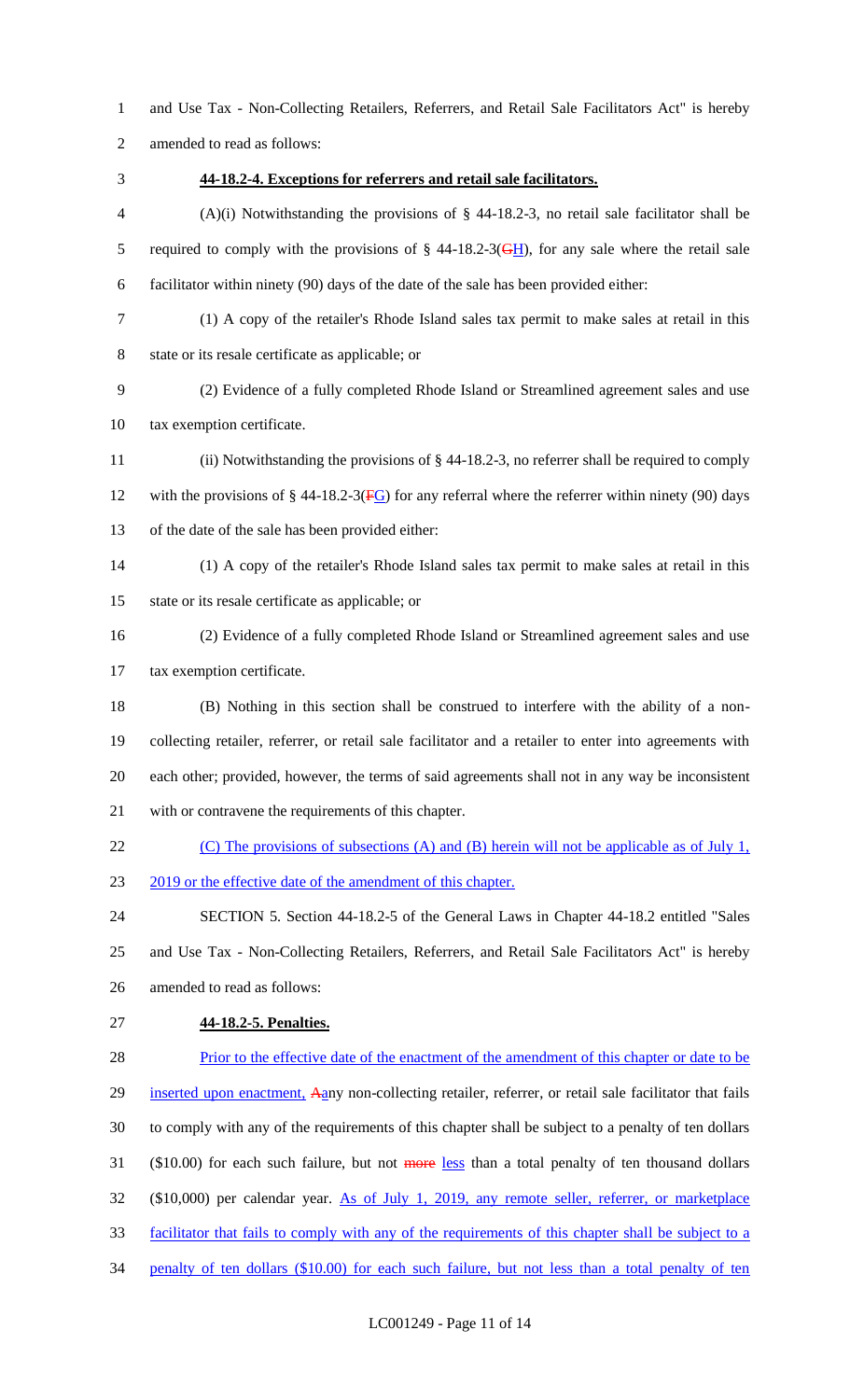and Use Tax - Non-Collecting Retailers, Referrers, and Retail Sale Facilitators Act" is hereby amended to read as follows:

**44-18.2-4. Exceptions for referrers and retail sale facilitators.**

(A)(i) Notwithstanding the provisions of § 44-18.2-3, no retail sale facilitator shall be required to comply with the provisions of § 44-18.2-3(~~G~~H), for any sale where the retail sale facilitator within ninety (90) days of the date of the sale has been provided either:

(1) A copy of the retailer's Rhode Island sales tax permit to make sales at retail in this state or its resale certificate as applicable; or

(2) Evidence of a fully completed Rhode Island or Streamlined agreement sales and use tax exemption certificate.

(ii) Notwithstanding the provisions of § 44-18.2-3, no referrer shall be required to comply with the provisions of § 44-18.2-3(~~F~~G) for any referral where the referrer within ninety (90) days of the date of the sale has been provided either:

(1) A copy of the retailer's Rhode Island sales tax permit to make sales at retail in this state or its resale certificate as applicable; or

(2) Evidence of a fully completed Rhode Island or Streamlined agreement sales and use tax exemption certificate.

(B) Nothing in this section shall be construed to interfere with the ability of a non-collecting retailer, referrer, or retail sale facilitator and a retailer to enter into agreements with each other; provided, however, the terms of said agreements shall not in any way be inconsistent with or contravene the requirements of this chapter.

(C) The provisions of subsections (A) and (B) herein will not be applicable as of July 1, 2019 or the effective date of the amendment of this chapter.

SECTION 5. Section 44-18.2-5 of the General Laws in Chapter 44-18.2 entitled "Sales and Use Tax - Non-Collecting Retailers, Referrers, and Retail Sale Facilitators Act" is hereby amended to read as follows:

**44-18.2-5. Penalties.**

Prior to the effective date of the enactment of the amendment of this chapter or date to be inserted upon enactment, ~~A~~any non-collecting retailer, referrer, or retail sale facilitator that fails to comply with any of the requirements of this chapter shall be subject to a penalty of ten dollars ($10.00) for each such failure, but not ~~more~~ less than a total penalty of ten thousand dollars ($10,000) per calendar year. As of July 1, 2019, any remote seller, referrer, or marketplace facilitator that fails to comply with any of the requirements of this chapter shall be subject to a penalty of ten dollars ($10.00) for each such failure, but not less than a total penalty of ten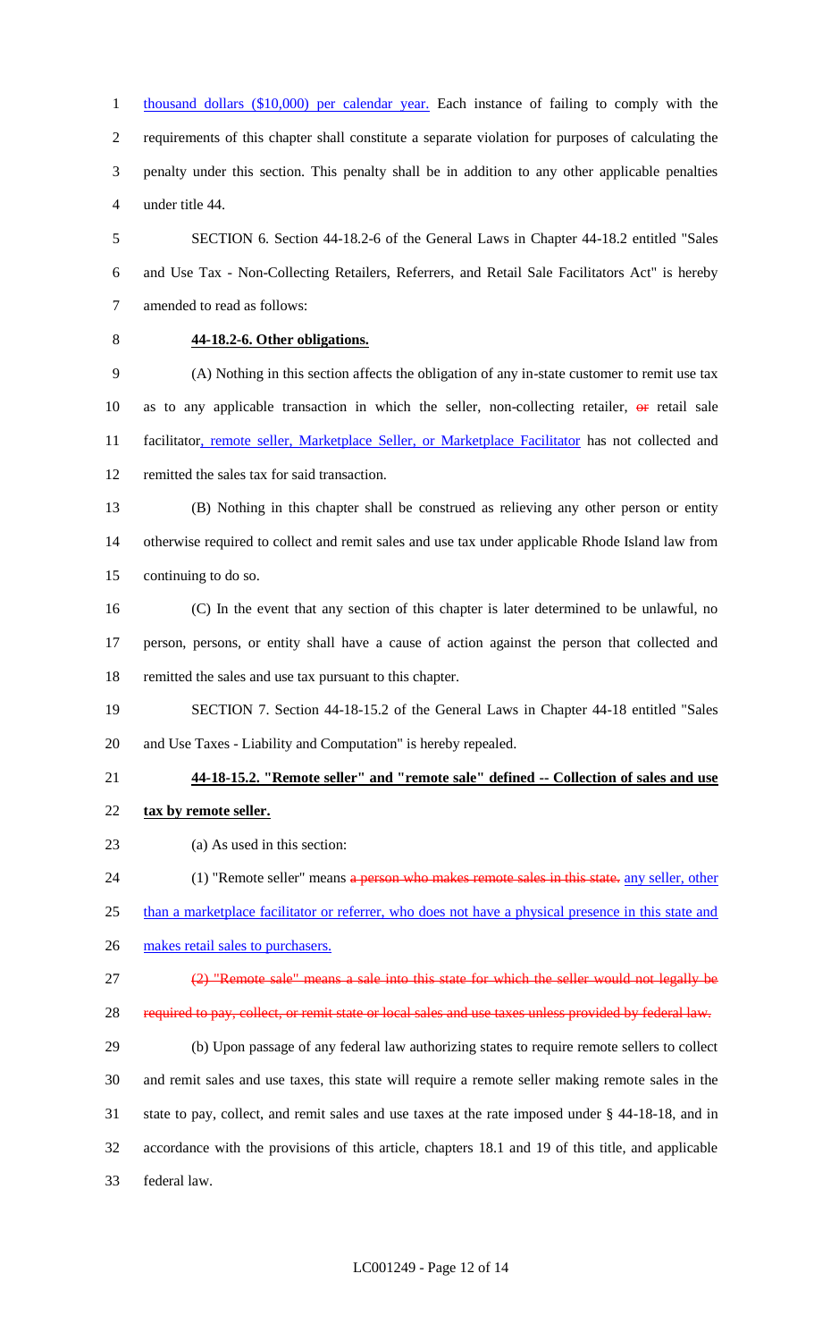thousand dollars ($10,000) per calendar year. Each instance of failing to comply with the requirements of this chapter shall constitute a separate violation for purposes of calculating the penalty under this section. This penalty shall be in addition to any other applicable penalties under title 44.

SECTION 6. Section 44-18.2-6 of the General Laws in Chapter 44-18.2 entitled "Sales and Use Tax - Non-Collecting Retailers, Referrers, and Retail Sale Facilitators Act" is hereby amended to read as follows:

**44-18.2-6. Other obligations.**

(A) Nothing in this section affects the obligation of any in-state customer to remit use tax as to any applicable transaction in which the seller, non-collecting retailer, ~~or~~ retail sale facilitator, remote seller, Marketplace Seller, or Marketplace Facilitator has not collected and remitted the sales tax for said transaction.

(B) Nothing in this chapter shall be construed as relieving any other person or entity otherwise required to collect and remit sales and use tax under applicable Rhode Island law from continuing to do so.

(C) In the event that any section of this chapter is later determined to be unlawful, no person, persons, or entity shall have a cause of action against the person that collected and remitted the sales and use tax pursuant to this chapter.

SECTION 7. Section 44-18-15.2 of the General Laws in Chapter 44-18 entitled "Sales and Use Taxes - Liability and Computation" is hereby repealed.

**44-18-15.2. "Remote seller" and "remote sale" defined -- Collection of sales and use tax by remote seller.**

(a) As used in this section:

(1) "Remote seller" means ~~a person who makes remote sales in this state.~~ any seller, other than a marketplace facilitator or referrer, who does not have a physical presence in this state and makes retail sales to purchasers.

~~(2) "Remote sale" means a sale into this state for which the seller would not legally be required to pay, collect, or remit state or local sales and use taxes unless provided by federal law.~~

(b) Upon passage of any federal law authorizing states to require remote sellers to collect and remit sales and use taxes, this state will require a remote seller making remote sales in the state to pay, collect, and remit sales and use taxes at the rate imposed under § 44-18-18, and in accordance with the provisions of this article, chapters 18.1 and 19 of this title, and applicable federal law.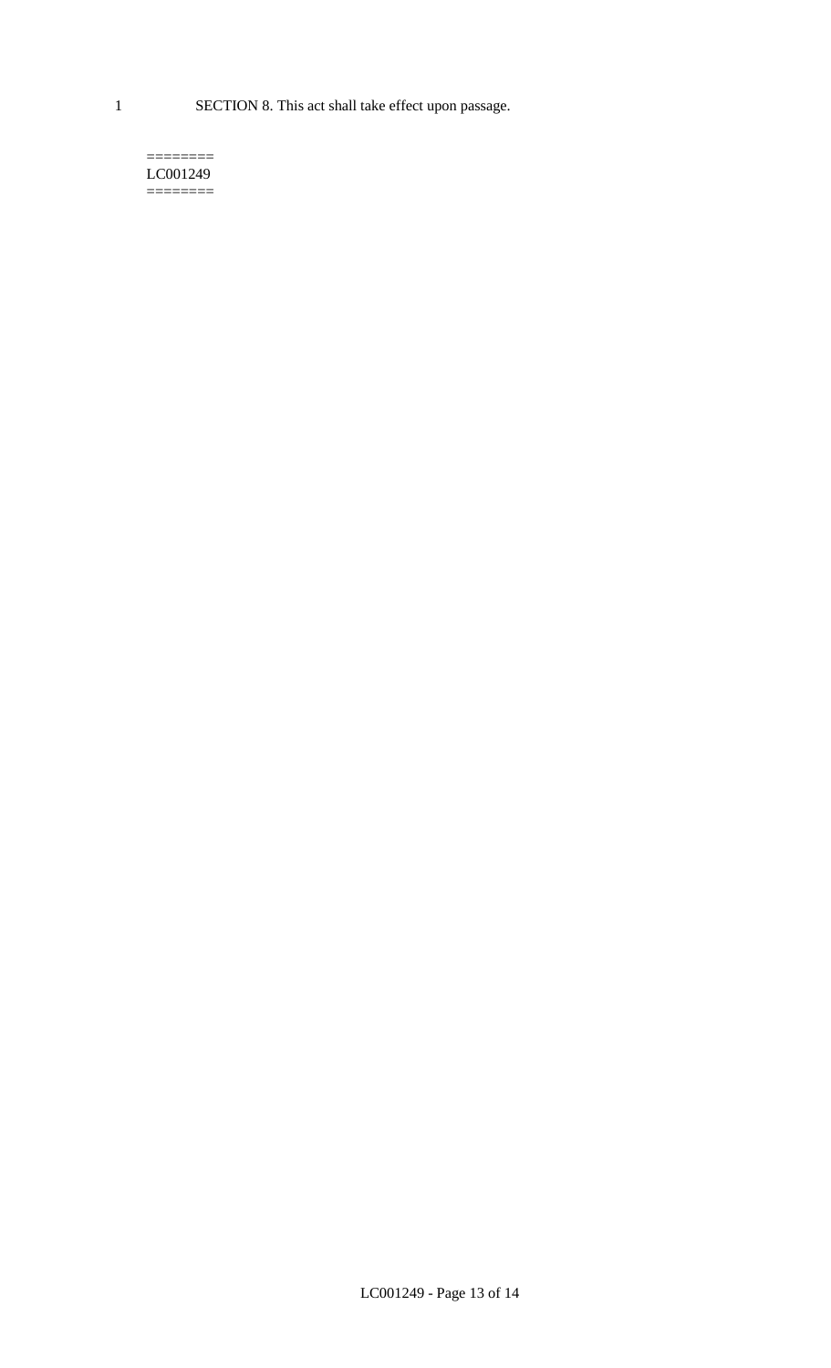SECTION 8. This act shall take effect upon passage.

========
LC001249
========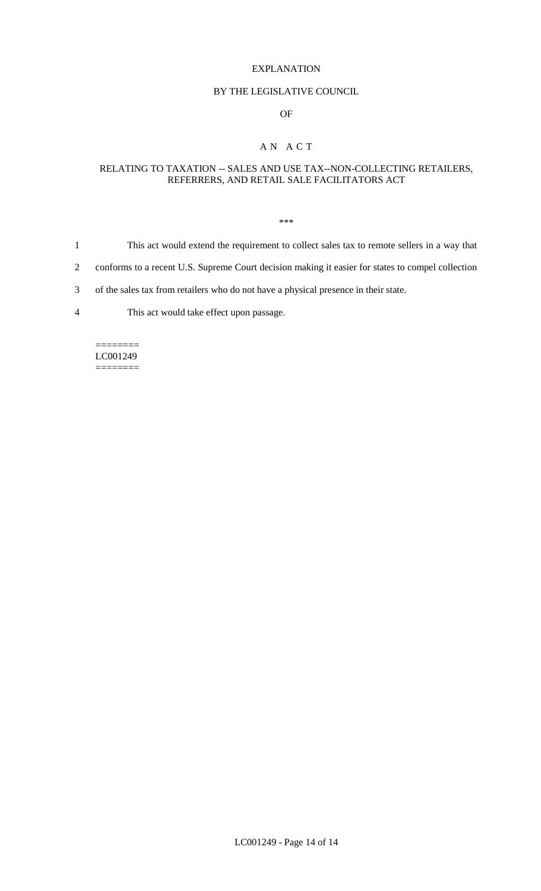EXPLANATION

BY THE LEGISLATIVE COUNCIL

OF

A N A C T

RELATING TO TAXATION -- SALES AND USE TAX--NON-COLLECTING RETAILERS, REFERRERS, AND RETAIL SALE FACILITATORS ACT

\*\*\*

1 This act would extend the requirement to collect sales tax to remote sellers in a way that
2 conforms to a recent U.S. Supreme Court decision making it easier for states to compel collection
3 of the sales tax from retailers who do not have a physical presence in their state.
4 This act would take effect upon passage.

========
LC001249
========